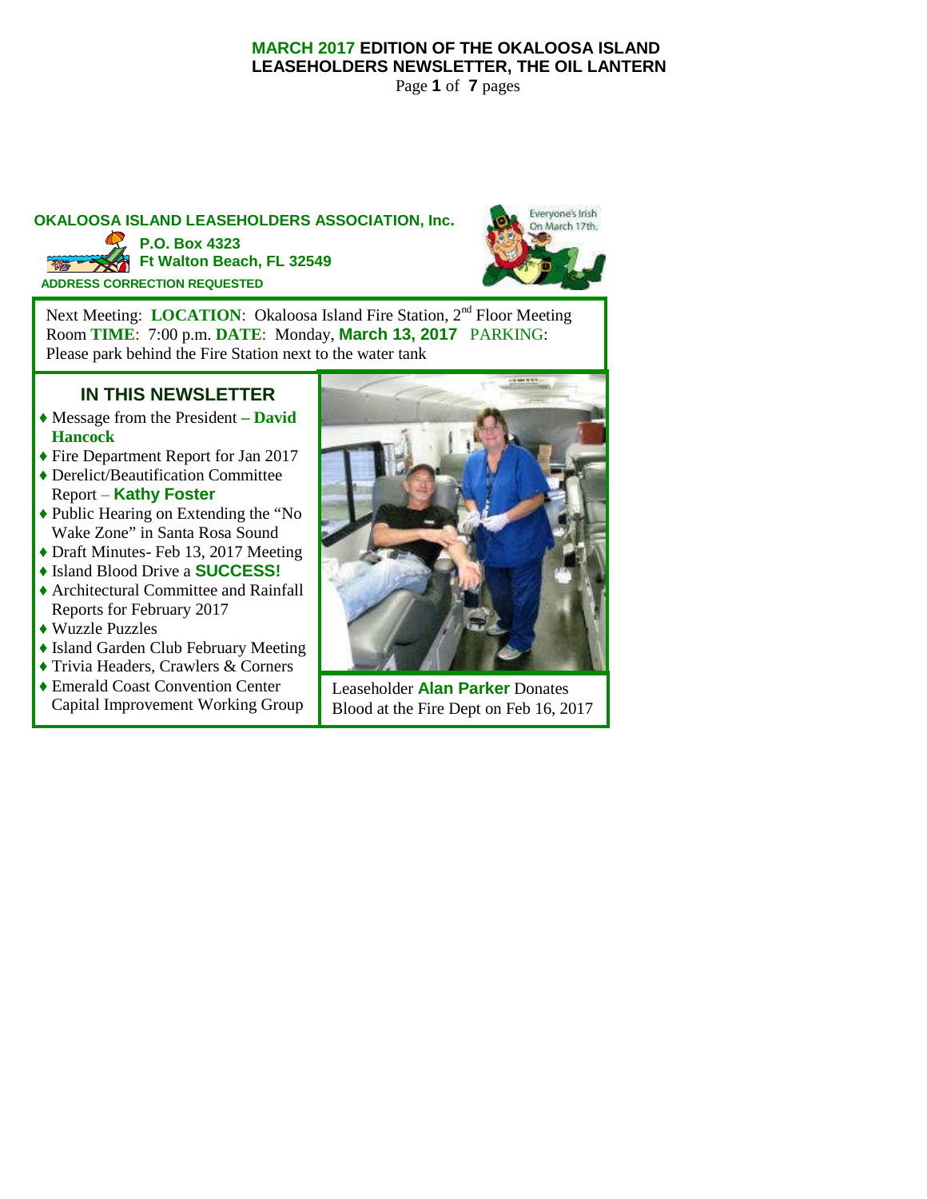# MARCH 2017 EDITION OF THE OKALOOSA ISLAND LEASEHOLDERS NEWSLETTER, THE OIL LANTERN

**OKALOOSA ISLAND LEASEHOLDERS ASSOCIATION, Inc.**

**P.O. Box 4323**
**Ft Walton Beach, FL 32549**

**ADDRESS CORRECTION REQUESTED**

Next Meeting: **LOCATION**: Okaloosa Island Fire Station, 2nd Floor Meeting Room **TIME**: 7:00 p.m. **DATE**: Monday, **March 13, 2017** PARKING: Please park behind the Fire Station next to the water tank

## IN THIS NEWSLETTER

- Message from the President **– David Hancock**
- Fire Department Report for Jan 2017
- Derelict/Beautification Committee Report – **Kathy Foster**
- Public Hearing on Extending the "No Wake Zone" in Santa Rosa Sound
- Draft Minutes- Feb 13, 2017 Meeting
- Island Blood Drive a **SUCCESS!**
- Architectural Committee and Rainfall Reports for February 2017
- Wuzzle Puzzles
- Island Garden Club February Meeting
- Trivia Headers, Crawlers & Corners
- Emerald Coast Convention Center Capital Improvement Working Group

Leaseholder **Alan Parker** Donates Blood at the Fire Dept on Feb 16, 2017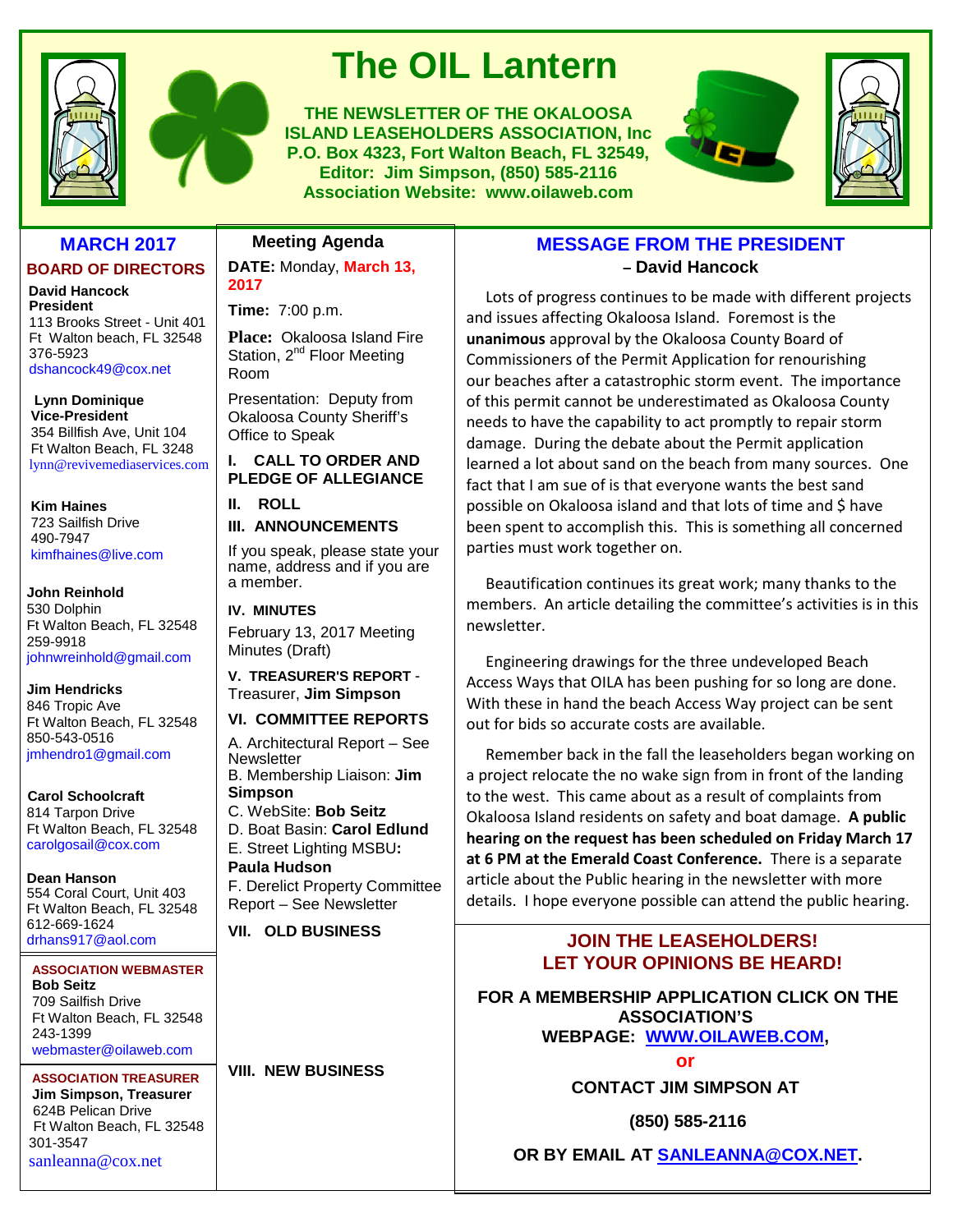# The OIL Lantern

**THE NEWSLETTER OF THE OKALOOSA ISLAND LEASEHOLDERS ASSOCIATION, Inc**
**P.O. Box 4323, Fort Walton Beach, FL 32549,**
**Editor: Jim Simpson, (850) 585-2116**
**Association Website: www.oilaweb.com**

## MARCH 2017

### BOARD OF DIRECTORS

**David Hancock**
**President**
113 Brooks Street - Unit 401
Ft Walton beach, FL 32548
376-5923
dshancock49@cox.net

**Lynn Dominique**
**Vice-President**
354 Billfish Ave, Unit 104
Ft Walton Beach, FL 3248
lynn@revivemediaservices.com

**Kim Haines**
723 Sailfish Drive
490-7947
kimfhaines@live.com

**John Reinhold**
530 Dolphin
Ft Walton Beach, FL 32548
259-9918
johnwreinhold@gmail.com

**Jim Hendricks**
846 Tropic Ave
Ft Walton Beach, FL 32548
850-543-0516
jmhendro1@gmail.com

**Carol Schoolcraft**
814 Tarpon Drive
Ft Walton Beach, FL 32548
carolgosail@cox.com

**Dean Hanson**
554 Coral Court, Unit 403
Ft Walton Beach, FL 32548
612-669-1624
drhans917@aol.com

**ASSOCIATION WEBMASTER**
**Bob Seitz**
709 Sailfish Drive
Ft Walton Beach, FL 32548
243-1399
webmaster@oilaweb.com

**ASSOCIATION TREASURER**
**Jim Simpson, Treasurer**
624B Pelican Drive
Ft Walton Beach, FL 32548
301-3547
sanleanna@cox.net

## Meeting Agenda

**DATE:** Monday, **March 13, 2017**

**Time:** 7:00 p.m.

**Place:** Okaloosa Island Fire Station, 2nd Floor Meeting Room

Presentation: Deputy from Okaloosa County Sheriff's Office to Speak

**I. CALL TO ORDER AND PLEDGE OF ALLEGIANCE**

**II. ROLL**

**III. ANNOUNCEMENTS**

If you speak, please state your name, address and if you are a member.

**IV. MINUTES**

February 13, 2017 Meeting Minutes (Draft)

**V. TREASURER'S REPORT** - Treasurer, **Jim Simpson**

**VI. COMMITTEE REPORTS**

A. Architectural Report – See Newsletter
B. Membership Liaison: **Jim Simpson**
C. WebSite: **Bob Seitz**
D. Boat Basin: **Carol Edlund**
E. Street Lighting MSBU**:** **Paula Hudson**
F. Derelict Property Committee Report – See Newsletter

**VII. OLD BUSINESS**

**VIII. NEW BUSINESS**

## MESSAGE FROM THE PRESIDENT

**– David Hancock**

Lots of progress continues to be made with different projects and issues affecting Okaloosa Island. Foremost is the **unanimous** approval by the Okaloosa County Board of Commissioners of the Permit Application for renourishing our beaches after a catastrophic storm event. The importance of this permit cannot be underestimated as Okaloosa County needs to have the capability to act promptly to repair storm damage. During the debate about the Permit application learned a lot about sand on the beach from many sources. One fact that I am sue of is that everyone wants the best sand possible on Okaloosa island and that lots of time and $ have been spent to accomplish this. This is something all concerned parties must work together on.

Beautification continues its great work; many thanks to the members. An article detailing the committee's activities is in this newsletter.

Engineering drawings for the three undeveloped Beach Access Ways that OILA has been pushing for so long are done. With these in hand the beach Access Way project can be sent out for bids so accurate costs are available.

Remember back in the fall the leaseholders began working on a project relocate the no wake sign from in front of the landing to the west. This came about as a result of complaints from Okaloosa Island residents on safety and boat damage. **A public hearing on the request has been scheduled on Friday March 17 at 6 PM at the Emerald Coast Conference.** There is a separate article about the Public hearing in the newsletter with more details. I hope everyone possible can attend the public hearing.

## JOIN THE LEASEHOLDERS! LET YOUR OPINIONS BE HEARD!

**FOR A MEMBERSHIP APPLICATION CLICK ON THE ASSOCIATION'S WEBPAGE: WWW.OILAWEB.COM,**

**or**

**CONTACT JIM SIMPSON AT**

**(850) 585-2116**

**OR BY EMAIL AT SANLEANNA@COX.NET.**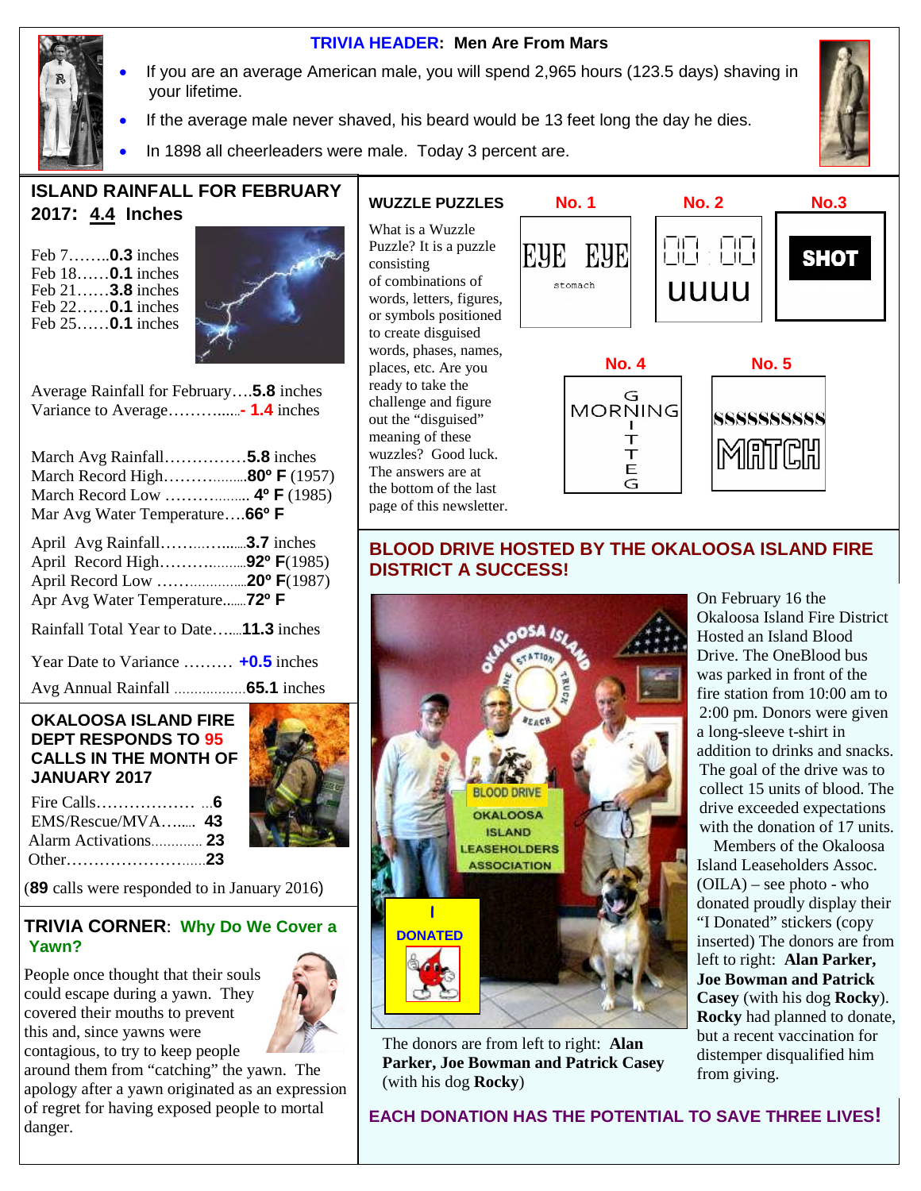## TRIVIA HEADER: Men Are From Mars

- If you are an average American male, you will spend 2,965 hours (123.5 days) shaving in your lifetime.
- If the average male never shaved, his beard would be 13 feet long the day he dies.
- In 1898 all cheerleaders were male. Today 3 percent are.

## ISLAND RAINFALL FOR FEBRUARY 2017: 4.4 Inches

Feb 7……..**0.3** inches
Feb 18……**0.1** inches
Feb 21……**3.8** inches
Feb 22……**0.1** inches
Feb 25……**0.1** inches

Average Rainfall for February….**5.8** inches
Variance to Average……….....**- 1.4** inches

March Avg Rainfall……………**5.8** inches
March Record High……….........**80º F** (1957)
March Record Low ………......... **4º F** (1985)
Mar Avg Water Temperature….**66º F**

April Avg Rainfall……..…......**3.7** inches
April Record High……….........**92º F**(1985)
April Record Low ……..............**20º F**(1987)
Apr Avg Water Temperature.......**72º F**

Rainfall Total Year to Date…....**11.3** inches

Year Date to Variance ……… **+0.5** inches

Avg Annual Rainfall ..................**65.1** inches

## OKALOOSA ISLAND FIRE DEPT RESPONDS TO 95 CALLS IN THE MONTH OF JANUARY 2017

Fire Calls……………… …**6**
EMS/Rescue/MVA…..... **43**
Alarm Activations............. **23**
Other……………………......**23**

(**89** calls were responded to in January 2016)

## TRIVIA CORNER: Why Do We Cover a Yawn?

People once thought that their souls could escape during a yawn. They covered their mouths to prevent this and, since yawns were contagious, to try to keep people around them from "catching" the yawn. The apology after a yawn originated as an expression of regret for having exposed people to mortal danger.

## WUZZLE PUZZLES

What is a Wuzzle Puzzle? It is a puzzle consisting of combinations of words, letters, figures, or symbols positioned to create disguised words, phases, names, places, etc. Are you ready to take the challenge and figure out the "disguised" meaning of these wuzzles? Good luck. The answers are at the bottom of the last page of this newsletter.

**No. 1**: EYE EYE / stomach

**No. 2**: 00 : 00 / uuuu

**No.3**: SHOT

**No. 4**: MORNING with G above and I T T E G running down (GETTING vertically)

**No. 5**: SSSSSSSSSS / MATCH

## BLOOD DRIVE HOSTED BY THE OKALOOSA ISLAND FIRE DISTRICT A SUCCESS!

The donors are from left to right: **Alan Parker, Joe Bowman and Patrick Casey** (with his dog **Rocky**)

On February 16 the Okaloosa Island Fire District Hosted an Island Blood Drive. The OneBlood bus was parked in front of the fire station from 10:00 am to 2:00 pm. Donors were given a long-sleeve t-shirt in addition to drinks and snacks. The goal of the drive was to collect 15 units of blood. The drive exceeded expectations with the donation of 17 units.

Members of the Okaloosa Island Leaseholders Assoc. (OILA) – see photo - who donated proudly display their "I Donated" stickers (copy inserted) The donors are from left to right: **Alan Parker, Joe Bowman and Patrick Casey** (with his dog **Rocky**). **Rocky** had planned to donate, but a recent vaccination for distemper disqualified him from giving.

**EACH DONATION HAS THE POTENTIAL TO SAVE THREE LIVES!**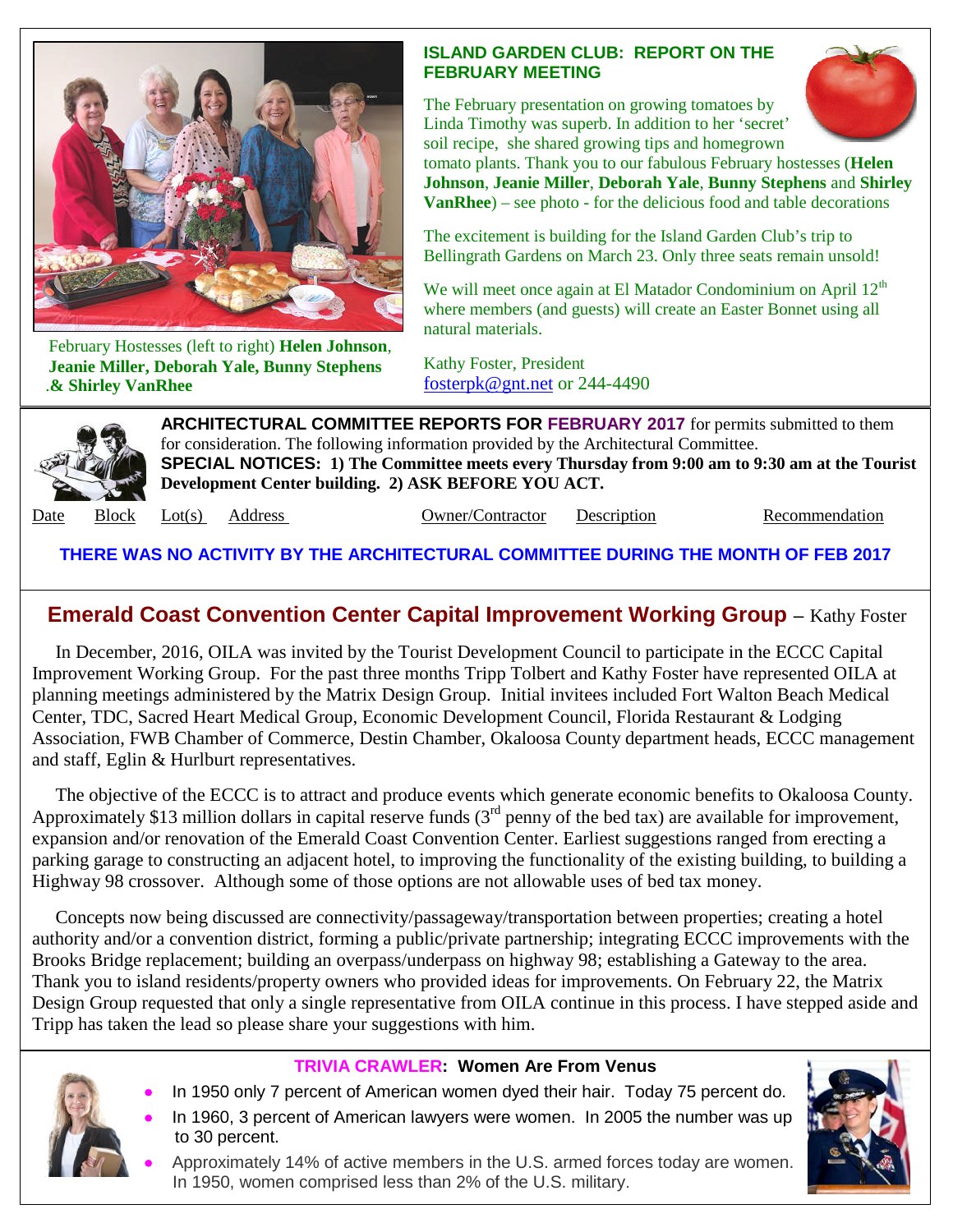February Hostesses (left to right) **Helen Johnson**, **Jeanie Miller, Deborah Yale, Bunny Stephens .& Shirley VanRhee**

## ISLAND GARDEN CLUB: REPORT ON THE FEBRUARY MEETING

The February presentation on growing tomatoes by Linda Timothy was superb. In addition to her 'secret' soil recipe, she shared growing tips and homegrown tomato plants. Thank you to our fabulous February hostesses (**Helen Johnson**, **Jeanie Miller**, **Deborah Yale**, **Bunny Stephens** and **Shirley VanRhee**) – see photo - for the delicious food and table decorations

The excitement is building for the Island Garden Club's trip to Bellingrath Gardens on March 23. Only three seats remain unsold!

We will meet once again at El Matador Condominium on April 12th where members (and guests) will create an Easter Bonnet using all natural materials.

Kathy Foster, President
fosterpk@gnt.net or 244-4490

## ARCHITECTURAL COMMITTEE REPORTS FOR FEBRUARY 2017

**ARCHITECTURAL COMMITTEE REPORTS FOR FEBRUARY 2017** for permits submitted to them for consideration. The following information provided by the Architectural Committee.
**SPECIAL NOTICES: 1) The Committee meets every Thursday from 9:00 am to 9:30 am at the Tourist Development Center building. 2) ASK BEFORE YOU ACT.**

| Date | Block | Lot(s) | Address | Owner/Contractor | Description | Recommendation |
|---|---|---|---|---|---|---|

**THERE WAS NO ACTIVITY BY THE ARCHITECTURAL COMMITTEE DURING THE MONTH OF FEB 2017**

## Emerald Coast Convention Center Capital Improvement Working Group – Kathy Foster

In December, 2016, OILA was invited by the Tourist Development Council to participate in the ECCC Capital Improvement Working Group. For the past three months Tripp Tolbert and Kathy Foster have represented OILA at planning meetings administered by the Matrix Design Group. Initial invitees included Fort Walton Beach Medical Center, TDC, Sacred Heart Medical Group, Economic Development Council, Florida Restaurant & Lodging Association, FWB Chamber of Commerce, Destin Chamber, Okaloosa County department heads, ECCC management and staff, Eglin & Hurlburt representatives.

The objective of the ECCC is to attract and produce events which generate economic benefits to Okaloosa County. Approximately $13 million dollars in capital reserve funds (3rd penny of the bed tax) are available for improvement, expansion and/or renovation of the Emerald Coast Convention Center. Earliest suggestions ranged from erecting a parking garage to constructing an adjacent hotel, to improving the functionality of the existing building, to building a Highway 98 crossover. Although some of those options are not allowable uses of bed tax money.

Concepts now being discussed are connectivity/passageway/transportation between properties; creating a hotel authority and/or a convention district, forming a public/private partnership; integrating ECCC improvements with the Brooks Bridge replacement; building an overpass/underpass on highway 98; establishing a Gateway to the area. Thank you to island residents/property owners who provided ideas for improvements. On February 22, the Matrix Design Group requested that only a single representative from OILA continue in this process. I have stepped aside and Tripp has taken the lead so please share your suggestions with him.

## TRIVIA CRAWLER: Women Are From Venus

- In 1950 only 7 percent of American women dyed their hair. Today 75 percent do.
- In 1960, 3 percent of American lawyers were women. In 2005 the number was up to 30 percent.
- Approximately 14% of active members in the U.S. armed forces today are women. In 1950, women comprised less than 2% of the U.S. military.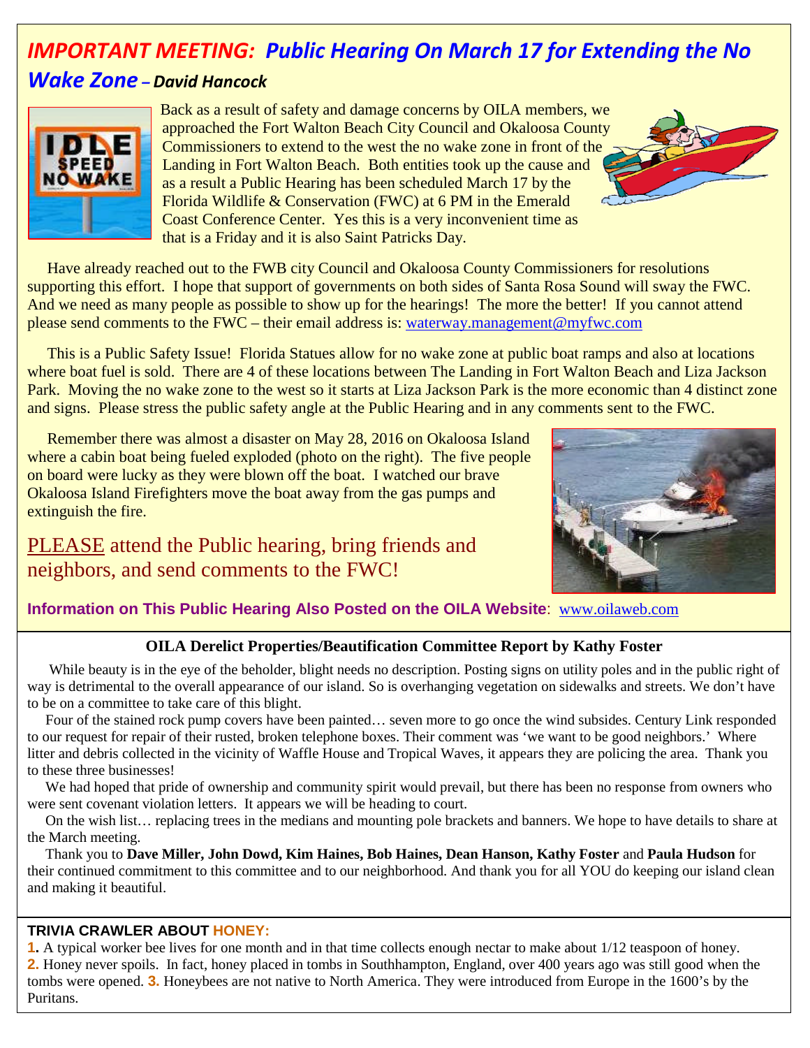## *IMPORTANT MEETING: Public Hearing On March 17 for Extending the No Wake Zone – David Hancock*

Back as a result of safety and damage concerns by OILA members, we approached the Fort Walton Beach City Council and Okaloosa County Commissioners to extend to the west the no wake zone in front of the Landing in Fort Walton Beach. Both entities took up the cause and as a result a Public Hearing has been scheduled March 17 by the Florida Wildlife & Conservation (FWC) at 6 PM in the Emerald Coast Conference Center. Yes this is a very inconvenient time as that is a Friday and it is also Saint Patricks Day.

Have already reached out to the FWB city Council and Okaloosa County Commissioners for resolutions supporting this effort. I hope that support of governments on both sides of Santa Rosa Sound will sway the FWC. And we need as many people as possible to show up for the hearings! The more the better! If you cannot attend please send comments to the FWC – their email address is: waterway.management@myfwc.com

This is a Public Safety Issue! Florida Statues allow for no wake zone at public boat ramps and also at locations where boat fuel is sold. There are 4 of these locations between The Landing in Fort Walton Beach and Liza Jackson Park. Moving the no wake zone to the west so it starts at Liza Jackson Park is the more economic than 4 distinct zone and signs. Please stress the public safety angle at the Public Hearing and in any comments sent to the FWC.

Remember there was almost a disaster on May 28, 2016 on Okaloosa Island where a cabin boat being fueled exploded (photo on the right). The five people on board were lucky as they were blown off the boat. I watched our brave Okaloosa Island Firefighters move the boat away from the gas pumps and extinguish the fire.

PLEASE attend the Public hearing, bring friends and neighbors, and send comments to the FWC!

**Information on This Public Hearing Also Posted on the OILA Website**: www.oilaweb.com

---

### OILA Derelict Properties/Beautification Committee Report by Kathy Foster

While beauty is in the eye of the beholder, blight needs no description. Posting signs on utility poles and in the public right of way is detrimental to the overall appearance of our island. So is overhanging vegetation on sidewalks and streets. We don't have to be on a committee to take care of this blight.

Four of the stained rock pump covers have been painted… seven more to go once the wind subsides. Century Link responded to our request for repair of their rusted, broken telephone boxes. Their comment was 'we want to be good neighbors.' Where litter and debris collected in the vicinity of Waffle House and Tropical Waves, it appears they are policing the area. Thank you to these three businesses!

We had hoped that pride of ownership and community spirit would prevail, but there has been no response from owners who were sent covenant violation letters. It appears we will be heading to court.

On the wish list… replacing trees in the medians and mounting pole brackets and banners. We hope to have details to share at the March meeting.

Thank you to **Dave Miller, John Dowd, Kim Haines, Bob Haines, Dean Hanson, Kathy Foster** and **Paula Hudson** for their continued commitment to this committee and to our neighborhood. And thank you for all YOU do keeping our island clean and making it beautiful.

---

**TRIVIA CRAWLER ABOUT HONEY:**

**1.** A typical worker bee lives for one month and in that time collects enough nectar to make about 1/12 teaspoon of honey. **2.** Honey never spoils. In fact, honey placed in tombs in Southhampton, England, over 400 years ago was still good when the tombs were opened. **3.** Honeybees are not native to North America. They were introduced from Europe in the 1600's by the Puritans.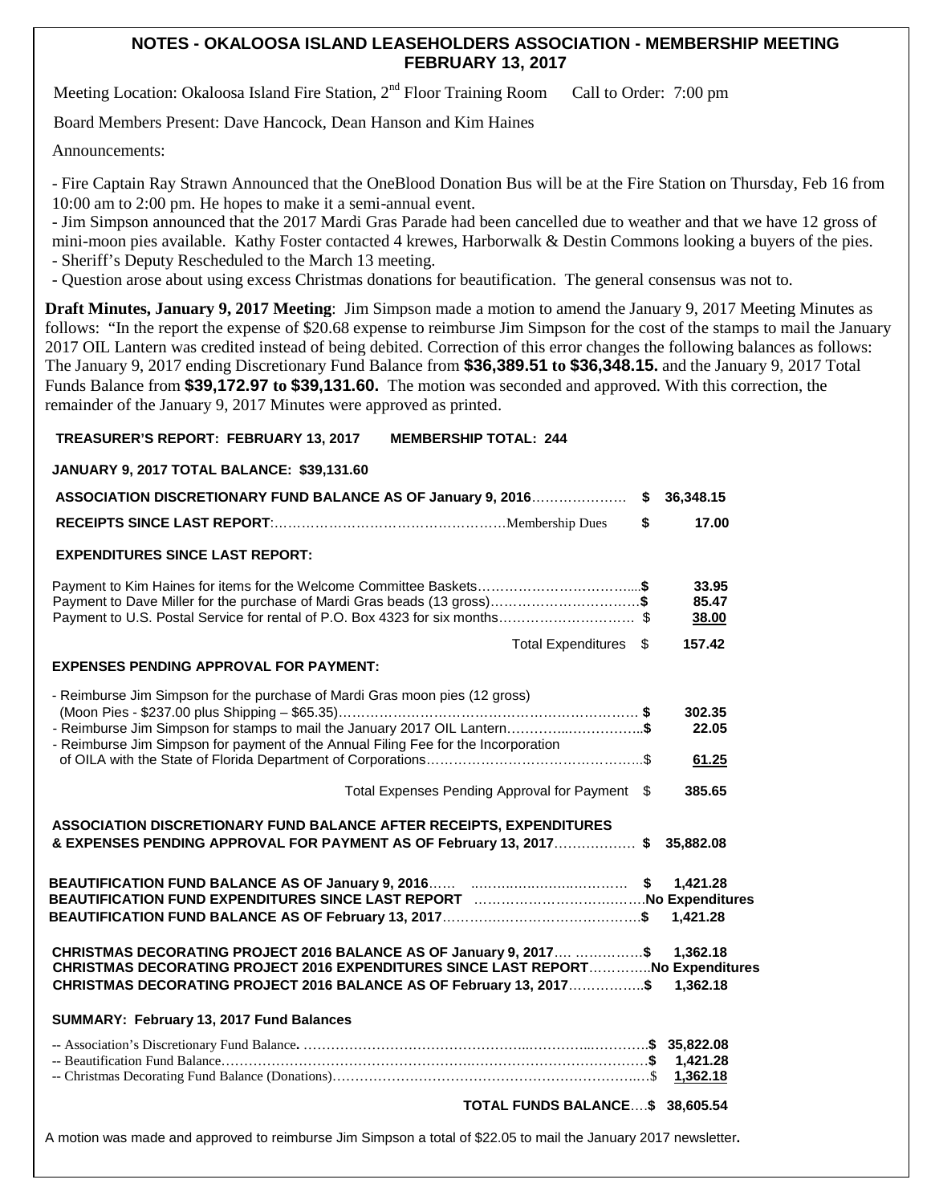## NOTES - OKALOOSA ISLAND LEASEHOLDERS ASSOCIATION - MEMBERSHIP MEETING FEBRUARY 13, 2017

Meeting Location: Okaloosa Island Fire Station, 2nd Floor Training Room     Call to Order: 7:00 pm

Board Members Present: Dave Hancock, Dean Hanson and Kim Haines

Announcements:

- Fire Captain Ray Strawn Announced that the OneBlood Donation Bus will be at the Fire Station on Thursday, Feb 16 from 10:00 am to 2:00 pm. He hopes to make it a semi-annual event.
- Jim Simpson announced that the 2017 Mardi Gras Parade had been cancelled due to weather and that we have 12 gross of mini-moon pies available. Kathy Foster contacted 4 krewes, Harborwalk & Destin Commons looking a buyers of the pies.
- Sheriff's Deputy Rescheduled to the March 13 meeting.
- Question arose about using excess Christmas donations for beautification. The general consensus was not to.

**Draft Minutes, January 9, 2017 Meeting**: Jim Simpson made a motion to amend the January 9, 2017 Meeting Minutes as follows: "In the report the expense of $20.68 expense to reimburse Jim Simpson for the cost of the stamps to mail the January 2017 OIL Lantern was credited instead of being debited. Correction of this error changes the following balances as follows: The January 9, 2017 ending Discretionary Fund Balance from **$36,389.51 to $36,348.15.** and the January 9, 2017 Total Funds Balance from **$39,172.97 to $39,131.60.** The motion was seconded and approved. With this correction, the remainder of the January 9, 2017 Minutes were approved as printed.

**TREASURER'S REPORT: FEBRUARY 13, 2017     MEMBERSHIP TOTAL: 244**

**JANUARY 9, 2017 TOTAL BALANCE: $39,131.60**

**ASSOCIATION DISCRETIONARY FUND BALANCE AS OF January 9, 2016**………………… **$ 36,348.15**

**RECEIPTS SINCE LAST REPORT**:……………………………………………Membership Dues **$ 17.00**

**EXPENDITURES SINCE LAST REPORT:**

Payment to Kim Haines for items for the Welcome Committee Baskets……………………………...**$ 33.95**
Payment to Dave Miller for the purchase of Mardi Gras beads (13 gross)…………………………..**$ 85.47**
Payment to U.S. Postal Service for rental of P.O. Box 4323 for six months………………………. $ **38.00**

Total Expenditures $ **157.42**

**EXPENSES PENDING APPROVAL FOR PAYMENT:**

- Reimburse Jim Simpson for the purchase of Mardi Gras moon pies (12 gross) (Moon Pies - $237.00 plus Shipping – $65.35)……………………………………………………… **$ 302.35**
- Reimburse Jim Simpson for stamps to mail the January 2017 OIL Lantern…………..……………..**$ 22.05**
- Reimburse Jim Simpson for payment of the Annual Filing Fee for the Incorporation of OILA with the State of Florida Department of Corporations………………………………………..$ **61.25**

Total Expenses Pending Approval for Payment $ **385.65**

**ASSOCIATION DISCRETIONARY FUND BALANCE AFTER RECEIPTS, EXPENDITURES & EXPENSES PENDING APPROVAL FOR PAYMENT AS OF February 13, 2017**……………… **$ 35,882.08**

**BEAUTIFICATION FUND BALANCE AS OF January 9, 2016**…… ………………………… **$ 1,421.28**
**BEAUTIFICATION FUND EXPENDITURES SINCE LAST REPORT** ……………………………**No Expenditures**
**BEAUTIFICATION FUND BALANCE AS OF February 13, 2017**…………………………………**$ 1,421.28**

**CHRISTMAS DECORATING PROJECT 2016 BALANCE AS OF January 9, 2017**…. …………**$ 1,362.18**
**CHRISTMAS DECORATING PROJECT 2016 EXPENDITURES SINCE LAST REPORT**…………..**No Expenditures**
**CHRISTMAS DECORATING PROJECT 2016 BALANCE AS OF February 13, 2017**……………..**$ 1,362.18**

**SUMMARY: February 13, 2017 Fund Balances**

-- Association's Discretionary Fund Balance**.** ………………………………………………………………**$ 35,822.08**
-- Beautification Fund Balance……………………………………………………………………………**$ 1,421.28**
-- Christmas Decorating Fund Balance (Donations)………………………………………………………$ **1,362.18**

**TOTAL FUNDS BALANCE**….**$ 38,605.54**

A motion was made and approved to reimburse Jim Simpson a total of $22.05 to mail the January 2017 newsletter**.**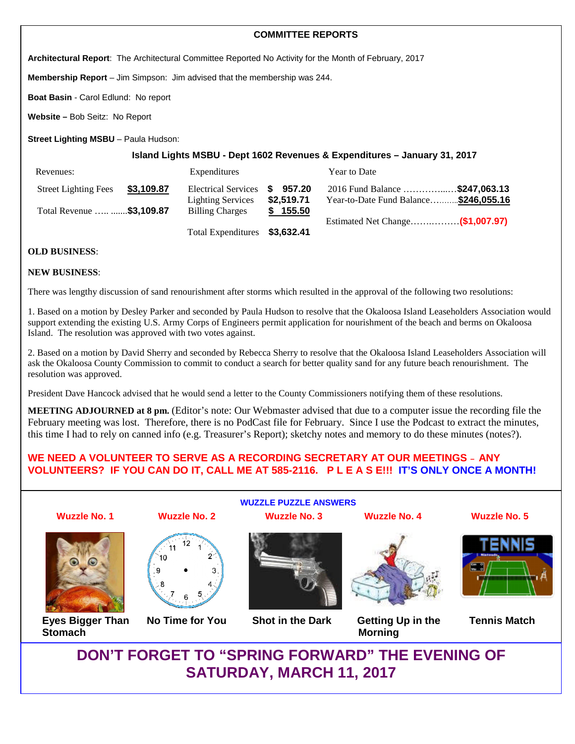## COMMITTEE REPORTS

**Architectural Report**: The Architectural Committee Reported No Activity for the Month of February, 2017

**Membership Report** – Jim Simpson: Jim advised that the membership was 244.

**Boat Basin** - Carol Edlund: No report

**Website –** Bob Seitz: No Report

**Street Lighting MSBU** – Paula Hudson:

**Island Lights MSBU - Dept 1602 Revenues & Expenditures – January 31, 2017**

| Revenues: | | Expenditures | | Year to Date | |
|---|---|---|---|---|---|
| Street Lighting Fees | **$3,109.87** | Electrical Services | **$ 957.20** | 2016 Fund Balance ……….....… | **$247,063.13** |
| | | Lighting Services | **$2,519.71** | Year-to-Date Fund Balance…......... | **$246,055.16** |
| Total Revenue ….. ....... | **$3,109.87** | Billing Charges | **$ 155.50** | | |
| | | | | Estimated Net Change…….……… | **($1,007.97)** |
| | | Total Expenditures | **$3,632.41** | | |

**OLD BUSINESS**:

**NEW BUSINESS**:

There was lengthy discussion of sand renourishment after storms which resulted in the approval of the following two resolutions:

1. Based on a motion by Desley Parker and seconded by Paula Hudson to resolve that the Okaloosa Island Leaseholders Association would support extending the existing U.S. Army Corps of Engineers permit application for nourishment of the beach and berms on Okaloosa Island. The resolution was approved with two votes against.

2. Based on a motion by David Sherry and seconded by Rebecca Sherry to resolve that the Okaloosa Island Leaseholders Association will ask the Okaloosa County Commission to commit to conduct a search for better quality sand for any future beach renourishment. The resolution was approved.

President Dave Hancock advised that he would send a letter to the County Commissioners notifying them of these resolutions.

**MEETING ADJOURNED at 8 pm.** (Editor's note: Our Webmaster advised that due to a computer issue the recording file the February meeting was lost. Therefore, there is no PodCast file for February. Since I use the Podcast to extract the minutes, this time I had to rely on canned info (e.g. Treasurer's Report); sketchy notes and memory to do these minutes (notes?).

**WE NEED A VOLUNTEER TO SERVE AS A RECORDING SECRETARY AT OUR MEETINGS – ANY VOLUNTEERS? IF YOU CAN DO IT, CALL ME AT 585-2116. P L E A S E!!! IT'S ONLY ONCE A MONTH!**

### WUZZLE PUZZLE ANSWERS

**Wuzzle No. 1** – **Eyes Bigger Than Stomach**

**Wuzzle No. 2** – **No Time for You**

**Wuzzle No. 3** – **Shot in the Dark**

**Wuzzle No. 4** – **Getting Up in the Morning**

**Wuzzle No. 5** – **Tennis Match**

## DON'T FORGET TO "SPRING FORWARD" THE EVENING OF SATURDAY, MARCH 11, 2017